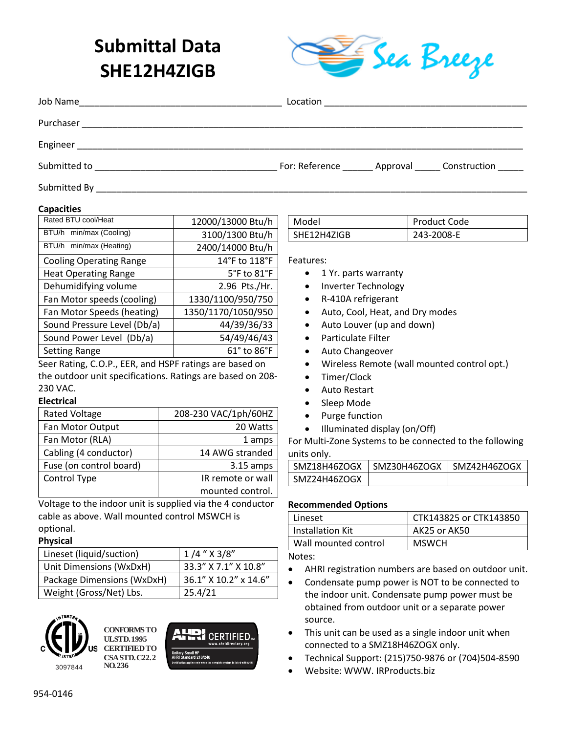# Submittal Data SHE12H4ZIGB

Sea Breeze

Job Name________________________________________ Location ________________________________________

Purchaser ____________________________________________________________________________________

Engineer _____________________________________________________________________________________

Submitted to ___________________________________ For: Reference ______ Approval _____ Construction _____

Submitted By __________________________________________________________________________________

### Capacities

| | |
|---|---|
| Rated BTU cool/Heat | 12000/13000 Btu/h |
| BTU/h min/max (Cooling) | 3100/1300 Btu/h |
| BTU/h min/max (Heating) | 2400/14000 Btu/h |
| Cooling Operating Range | 14°F to 118°F |
| Heat Operating Range | 5°F to 81°F |
| Dehumidifying volume | 2.96 Pts./Hr. |
| Fan Motor speeds (cooling) | 1330/1100/950/750 |
| Fan Motor Speeds (heating) | 1350/1170/1050/950 |
| Sound Pressure Level (Db/a) | 44/39/36/33 |
| Sound Power Level (Db/a) | 54/49/46/43 |
| Setting Range | 61° to 86°F |

Seer Rating, C.O.P., EER, and HSPF ratings are based on the outdoor unit specifications. Ratings are based on 208-230 VAC.

### Electrical

| | |
|---|---|
| Rated Voltage | 208-230 VAC/1ph/60HZ |
| Fan Motor Output | 20 Watts |
| Fan Motor (RLA) | 1 amps |
| Cabling (4 conductor) | 14 AWG stranded |
| Fuse (on control board) | 3.15 amps |
| Control Type | IR remote or wall mounted control. |

Voltage to the indoor unit is supplied via the 4 conductor cable as above. Wall mounted control MSWCH is optional.

### Physical

| | |
|---|---|
| Lineset (liquid/suction) | 1 /4 " X 3/8" |
| Unit Dimensions (WxDxH) | 33.3" X 7.1" X 10.8" |
| Package Dimensions (WxDxH) | 36.1" X 10.2" x 14.6" |
| Weight (Gross/Net) Lbs. | 25.4/21 |

Intertek ETL Listed C US 3097844

CONFORMS TO UL STD. 1995 CERTIFIED TO CSA STD. C22.2 NO. 236

AHRI CERTIFIED www.ahridirectory.org Unitary Small HP AHRI Standard 210/240

| Model | Product Code |
|---|---|
| SHE12H4ZIGB | 243-2008-E |

Features:

- 1 Yr. parts warranty
- Inverter Technology
- R-410A refrigerant
- Auto, Cool, Heat, and Dry modes
- Auto Louver (up and down)
- Particulate Filter
- Auto Changeover
- Wireless Remote (wall mounted control opt.)
- Timer/Clock
- Auto Restart
- Sleep Mode
- Purge function
- Illuminated display (on/Off)

For Multi-Zone Systems to be connected to the following units only.

| | | |
|---|---|---|
| SMZ18H46ZOGX | SMZ30H46ZOGX | SMZ42H46ZOGX |
| SMZ24H46ZOGX | | |

### Recommended Options

| | |
|---|---|
| Lineset | CTK143825 or CTK143850 |
| Installation Kit | AK25 or AK50 |
| Wall mounted control | MSWCH |

Notes:

- AHRI registration numbers are based on outdoor unit.
- Condensate pump power is NOT to be connected to the indoor unit. Condensate pump power must be obtained from outdoor unit or a separate power source.
- This unit can be used as a single indoor unit when connected to a SMZ18H46ZOGX only.
- Technical Support: (215)750-9876 or (704)504-8590
- Website: WWW. IRProducts.biz

954-0146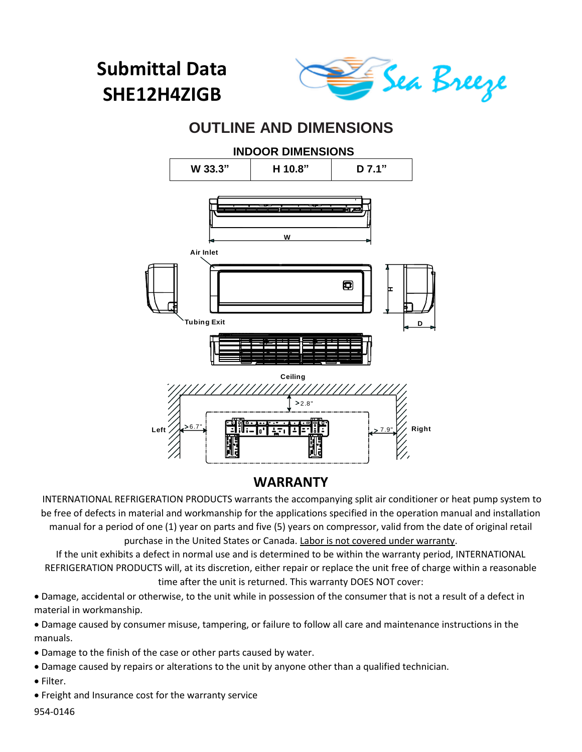# Submittal Data SHE12H4ZIGB

Sea Breeze

## OUTLINE AND DIMENSIONS

### INDOOR DIMENSIONS

| W 33.3” | H 10.8” | D 7.1” |
|---|---|---|

W

Air Inlet

H

Tubing Exit

D

Ceiling

>2.8"

Left

>6.7"

> 7.9"

Right

## WARRANTY

INTERNATIONAL REFRIGERATION PRODUCTS warrants the accompanying split air conditioner or heat pump system to be free of defects in material and workmanship for the applications specified in the operation manual and installation manual for a period of one (1) year on parts and five (5) years on compressor, valid from the date of original retail purchase in the United States or Canada. Labor is not covered under warranty.

If the unit exhibits a defect in normal use and is determined to be within the warranty period, INTERNATIONAL REFRIGERATION PRODUCTS will, at its discretion, either repair or replace the unit free of charge within a reasonable time after the unit is returned. This warranty DOES NOT cover:

- Damage, accidental or otherwise, to the unit while in possession of the consumer that is not a result of a defect in material in workmanship.
- Damage caused by consumer misuse, tampering, or failure to follow all care and maintenance instructions in the manuals.
- Damage to the finish of the case or other parts caused by water.
- Damage caused by repairs or alterations to the unit by anyone other than a qualified technician.
- Filter.
- Freight and Insurance cost for the warranty service

954-0146